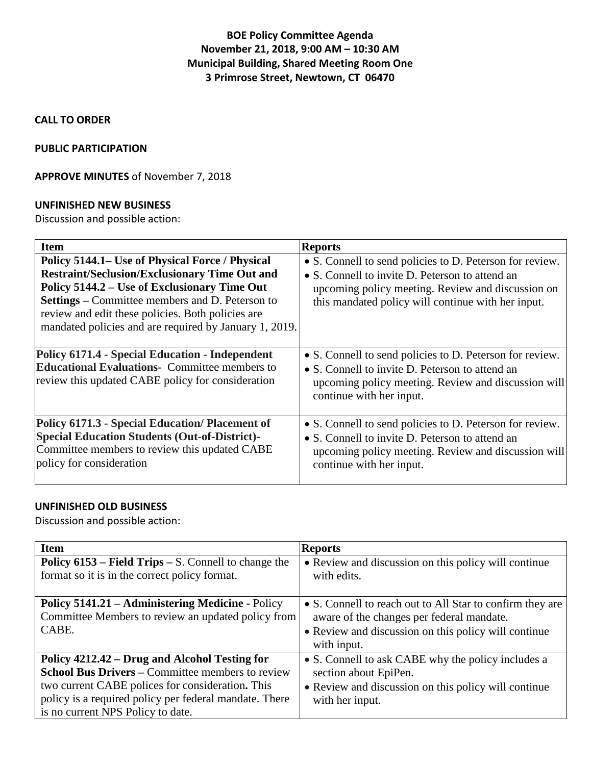# BOE Policy Committee Agenda
## November 21, 2018, 9:00 AM – 10:30 AM
## Municipal Building, Shared Meeting Room One
## 3 Primrose Street, Newtown, CT 06470

**CALL TO ORDER**

**PUBLIC PARTICIPATION**

**APPROVE MINUTES** of November 7, 2018

**UNFINISHED NEW BUSINESS**

Discussion and possible action:

| Item | Reports |
|---|---|
| **Policy 5144.1– Use of Physical Force / Physical Restraint/Seclusion/Exclusionary Time Out and Policy 5144.2 – Use of Exclusionary Time Out Settings –** Committee members and D. Peterson to review and edit these policies. Both policies are mandated policies and are required by January 1, 2019. | • S. Connell to send policies to D. Peterson for review.<br>• S. Connell to invite D. Peterson to attend an upcoming policy meeting. Review and discussion on this mandated policy will continue with her input. |
| **Policy 6171.4 - Special Education - Independent Educational Evaluations-** Committee members to review this updated CABE policy for consideration | • S. Connell to send policies to D. Peterson for review.<br>• S. Connell to invite D. Peterson to attend an upcoming policy meeting. Review and discussion will continue with her input. |
| **Policy 6171.3 - Special Education/ Placement of Special Education Students (Out-of-District)-** Committee members to review this updated CABE policy for consideration | • S. Connell to send policies to D. Peterson for review.<br>• S. Connell to invite D. Peterson to attend an upcoming policy meeting. Review and discussion will continue with her input. |

**UNFINISHED OLD BUSINESS**

Discussion and possible action:

| Item | Reports |
|---|---|
| **Policy 6153 – Field Trips –** S. Connell to change the format so it is in the correct policy format. | • Review and discussion on this policy will continue with edits. |
| **Policy 5141.21 – Administering Medicine -** Policy Committee Members to review an updated policy from CABE. | • S. Connell to reach out to All Star to confirm they are aware of the changes per federal mandate.<br>• Review and discussion on this policy will continue with input. |
| **Policy 4212.42 – Drug and Alcohol Testing for School Bus Drivers –** Committee members to review two current CABE polices for consideration**.** This policy is a required policy per federal mandate. There is no current NPS Policy to date. | • S. Connell to ask CABE why the policy includes a section about EpiPen.<br>• Review and discussion on this policy will continue with her input. |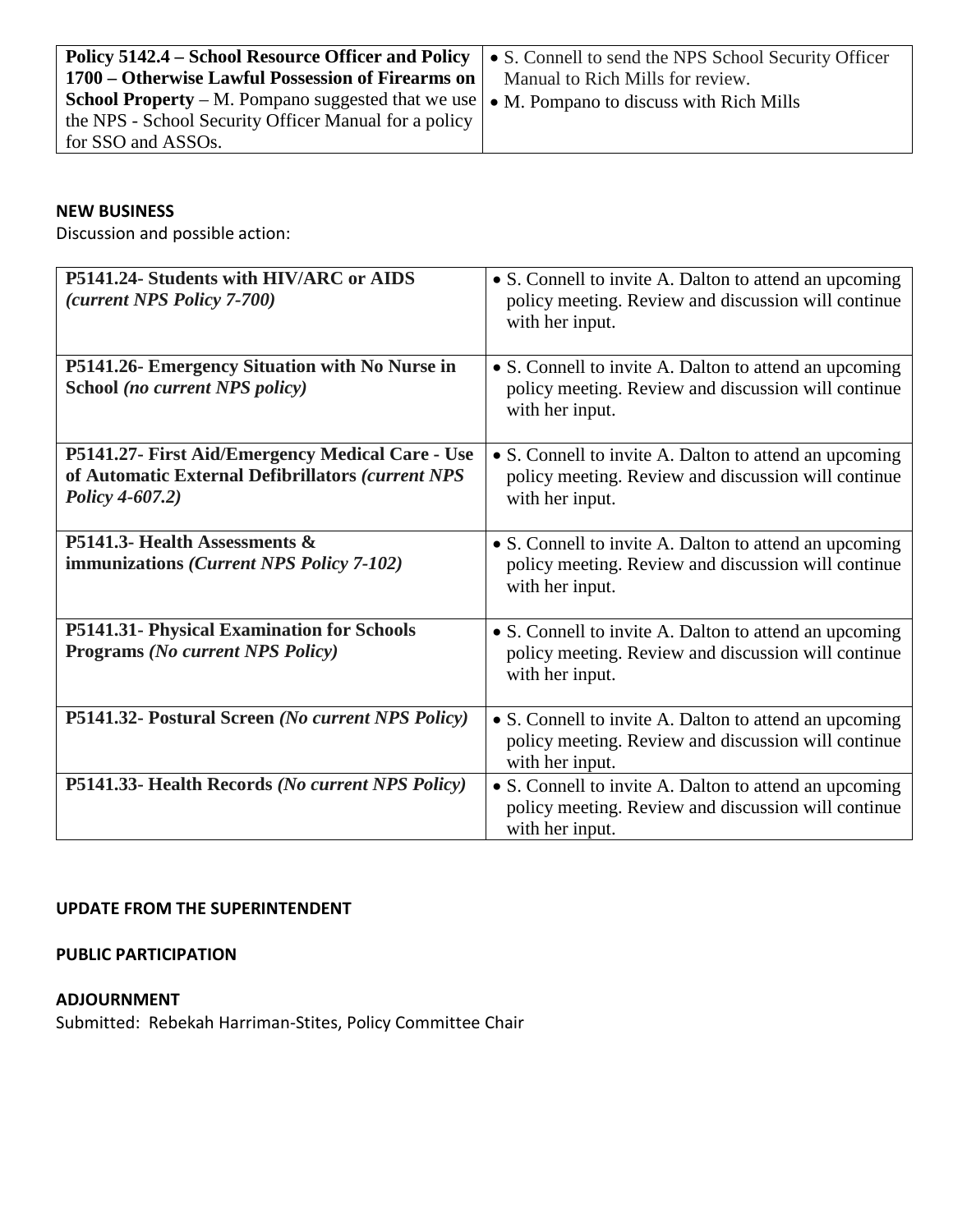| | |
|---|---|
| **Policy 5142.4 – School Resource Officer and Policy 1700 – Otherwise Lawful Possession of Firearms on School Property** – M. Pompano suggested that we use the NPS - School Security Officer Manual for a policy for SSO and ASSOs. | • S. Connell to send the NPS School Security Officer Manual to Rich Mills for review.<br>• M. Pompano to discuss with Rich Mills |

**NEW BUSINESS**

Discussion and possible action:

| | |
|---|---|
| **P5141.24- Students with HIV/ARC or AIDS** ***(current NPS Policy 7-700)*** | • S. Connell to invite A. Dalton to attend an upcoming policy meeting. Review and discussion will continue with her input. |
| **P5141.26- Emergency Situation with No Nurse in School** ***(no current NPS policy)*** | • S. Connell to invite A. Dalton to attend an upcoming policy meeting. Review and discussion will continue with her input. |
| **P5141.27- First Aid/Emergency Medical Care - Use of Automatic External Defibrillators** ***(current NPS Policy 4-607.2)*** | • S. Connell to invite A. Dalton to attend an upcoming policy meeting. Review and discussion will continue with her input. |
| **P5141.3- Health Assessments & immunizations** ***(Current NPS Policy 7-102)*** | • S. Connell to invite A. Dalton to attend an upcoming policy meeting. Review and discussion will continue with her input. |
| **P5141.31- Physical Examination for Schools Programs** ***(No current NPS Policy)*** | • S. Connell to invite A. Dalton to attend an upcoming policy meeting. Review and discussion will continue with her input. |
| **P5141.32- Postural Screen** ***(No current NPS Policy)*** | • S. Connell to invite A. Dalton to attend an upcoming policy meeting. Review and discussion will continue with her input. |
| **P5141.33- Health Records** ***(No current NPS Policy)*** | • S. Connell to invite A. Dalton to attend an upcoming policy meeting. Review and discussion will continue with her input. |

**UPDATE FROM THE SUPERINTENDENT**

**PUBLIC PARTICIPATION**

**ADJOURNMENT**

Submitted: Rebekah Harriman-Stites, Policy Committee Chair